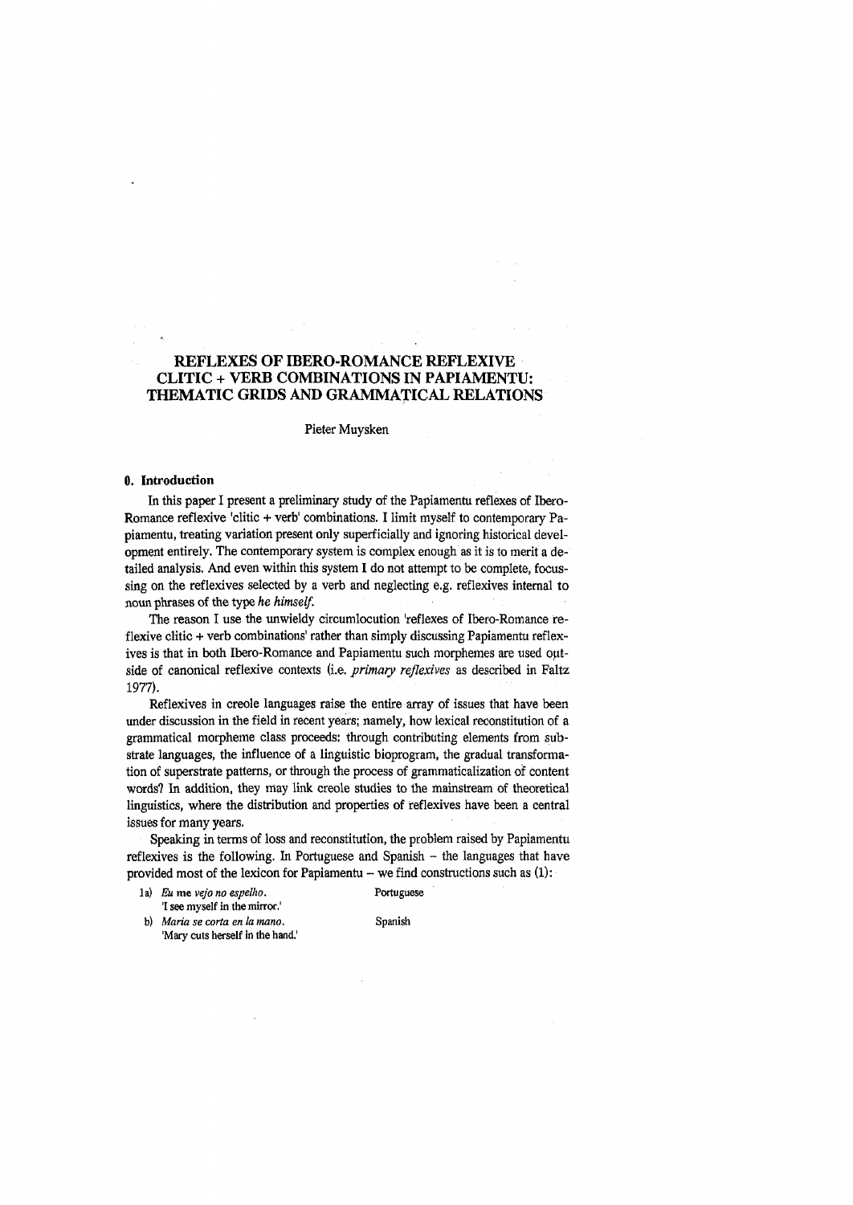# REFLEXES OF IBERO-ROMANCE REFLEXIVE CLITIC + VERB COMBINATIONS IN PAPIAMENTU: THEMATIC GRIDS AND GRAMMATICAL RELATIONS

Pieter Muysken

## 0. Introduction

In this paper I present a preliminary study of the Papiamentu reflexes of Ibero-Romance reflexive 'clitic + verb' combinations. I limit myself to contemporary Papiamentu, treating variation present only superficially and ignoring historical development entirely. The contemporary system is complex enough as it is to merit a detailed analysis. And even within this system I do not attempt to be complete, focussing on the reflexives selected by a verb and neglecting e.g. reflexives internal to noun phrases of the type *he himself*.

The reason I use the unwieldy circumlocution 'reflexes of Ibero-Romance reflexive clitic + verb combinations' rather than simply discussing Papiamentu reflexives is that in both Ibero-Romance and Papiamentu such morphemes are used outside of canonical reflexive contexts (i.e. *primary reflexives* as described in Faltz 1977).

Reflexives in creole languages raise the entire array of issues that have been under discussion in the field in recent years; namely, how lexical reconstitution of a grammatical morpheme class proceeds: through contributing elements from substrate languages, the influence of a linguistic bioprogram, the gradual transformation of superstrate patterns, or through the process of grammaticalization of content words? In addition, they may link creole studies to the mainstream of theoretical linguistics, where the distribution and properties of reflexives have been a central issues for many years.

Speaking in terms of loss and reconstitution, the problem raised by Papiamentu reflexives is the following. In Portuguese and Spanish – the languages that have provided most of the lexicon for Papiamentu – we find constructions such as (1):

1a) *Eu* me *vejo no espelho.* — Portuguese
'I see myself in the mirror.'

b) *Maria se corta en la mano.* — Spanish
'Mary cuts herself in the hand.'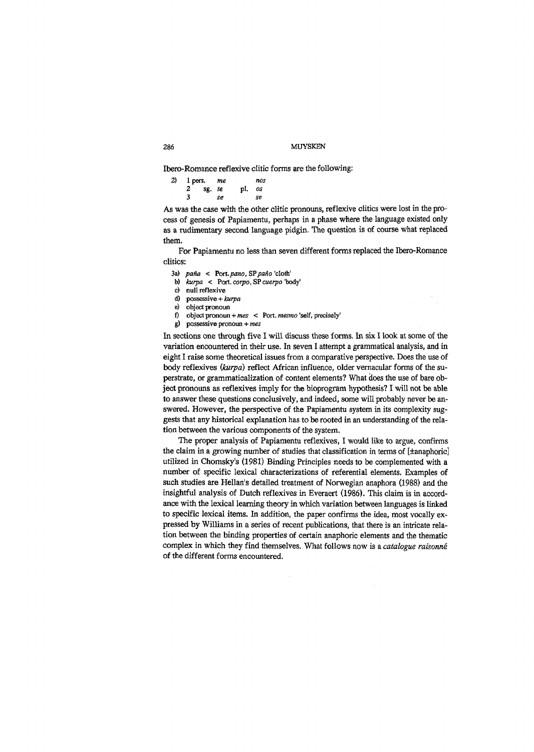Ibero-Romance reflexive clitic forms are the following:

| 2) | 1 pers. | | *me* | | *nos* |
|---|---|---|---|---|---|
| | 2 | sg. | *te* | pl. | *os* |
| | 3 | | *se* | | *se* |

As was the case with the other clitic pronouns, reflexive clitics were lost in the process of genesis of Papiamentu, perhaps in a phase where the language existed only as a rudimentary second language pidgin. The question is of course what replaced them.

For Papiamentu no less than seven different forms replaced the Ibero-Romance clitics:

3a) *paña* < Port. *pano*, SP *paño* 'cloth'
b) *kurpa* < Port. *corpo*, SP *cuerpo* 'body'
c) null reflexive
d) possessive + *kurpa*
e) object pronoun
f) object pronoun + *mes* < Port. *mesmo* 'self, precisely'
g) possessive pronoun + *mes*

In sections one through five I will discuss these forms. In six I look at some of the variation encountered in their use. In seven I attempt a grammatical analysis, and in eight I raise some theoretical issues from a comparative perspective. Does the use of body reflexives (*kurpa*) reflect African influence, older vernacular forms of the superstrate, or grammaticalization of content elements? What does the use of bare object pronouns as reflexives imply for the bioprogram hypothesis? I will not be able to answer these questions conclusively, and indeed, some will probably never be answered. However, the perspective of the Papiamentu system in its complexity suggests that any historical explanation has to be rooted in an understanding of the relation between the various components of the system.

The proper analysis of Papiamentu reflexives, I would like to argue, confirms the claim in a growing number of studies that classification in terms of [±anaphoric] utilized in Chomsky's (1981) Binding Principles needs to be complemented with a number of specific lexical characterizations of referential elements. Examples of such studies are Hellan's detailed treatment of Norwegian anaphora (1988) and the insightful analysis of Dutch reflexives in Everaert (1986). This claim is in accordance with the lexical learning theory in which variation between languages is linked to specific lexical items. In addition, the paper confirms the idea, most vocally expressed by Williams in a series of recent publications, that there is an intricate relation between the binding properties of certain anaphoric elements and the thematic complex in which they find themselves. What follows now is a *catalogue raisonné* of the different forms encountered.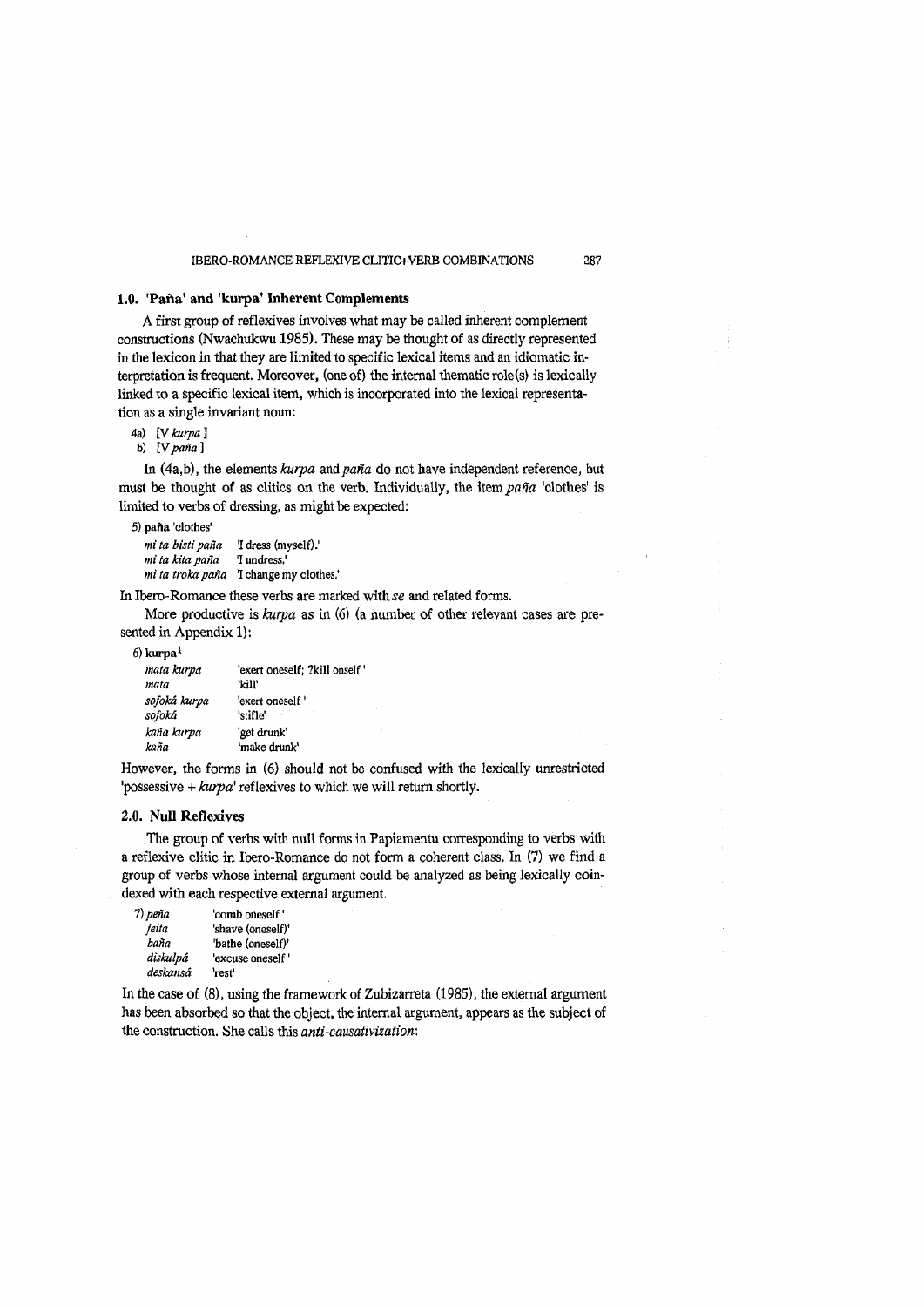## 1.0. 'Paña' and 'kurpa' Inherent Complements

A first group of reflexives involves what may be called inherent complement constructions (Nwachukwu 1985). These may be thought of as directly represented in the lexicon in that they are limited to specific lexical items and an idiomatic interpretation is frequent. Moreover, (one of) the internal thematic role(s) is lexically linked to a specific lexical item, which is incorporated into the lexical representation as a single invariant noun:

4a) [V *kurpa* ]
b) [V *paña* ]

In (4a,b), the elements *kurpa* and *paña* do not have independent reference, but must be thought of as clitics on the verb. Individually, the item *paña* 'clothes' is limited to verbs of dressing, as might be expected:

5) **paña** 'clothes'

| | |
|---|---|
| *mi ta bisti paña* | 'I dress (myself).' |
| *mi ta kita paña* | 'I undress.' |
| *mi ta troka paña* | 'I change my clothes.' |

In Ibero-Romance these verbs are marked with *se* and related forms.

More productive is *kurpa* as in (6) (a number of other relevant cases are presented in Appendix 1):

6) **kurpa**[1]

| | |
|---|---|
| *mata kurpa* | 'exert oneself; ?kill onself ' |
| *mata* | 'kill' |
| *sofoká kurpa* | 'exert oneself ' |
| *sofoká* | 'stifle' |
| *kaña kurpa* | 'get drunk' |
| *kaña* | 'make drunk' |

However, the forms in (6) should not be confused with the lexically unrestricted 'possessive + *kurpa*' reflexives to which we will return shortly.

## 2.0. Null Reflexives

The group of verbs with null forms in Papiamentu corresponding to verbs with a reflexive clitic in Ibero-Romance do not form a coherent class. In (7) we find a group of verbs whose internal argument could be analyzed as being lexically coindexed with each respective external argument.

| | |
|---|---|
| 7) *peña* | 'comb oneself ' |
| *feita* | 'shave (oneself)' |
| *baña* | 'bathe (oneself)' |
| *diskulpá* | 'excuse oneself ' |
| *deskansá* | 'rest' |

In the case of (8), using the framework of Zubizarreta (1985), the external argument has been absorbed so that the object, the internal argument, appears as the subject of the construction. She calls this *anti-causativization*: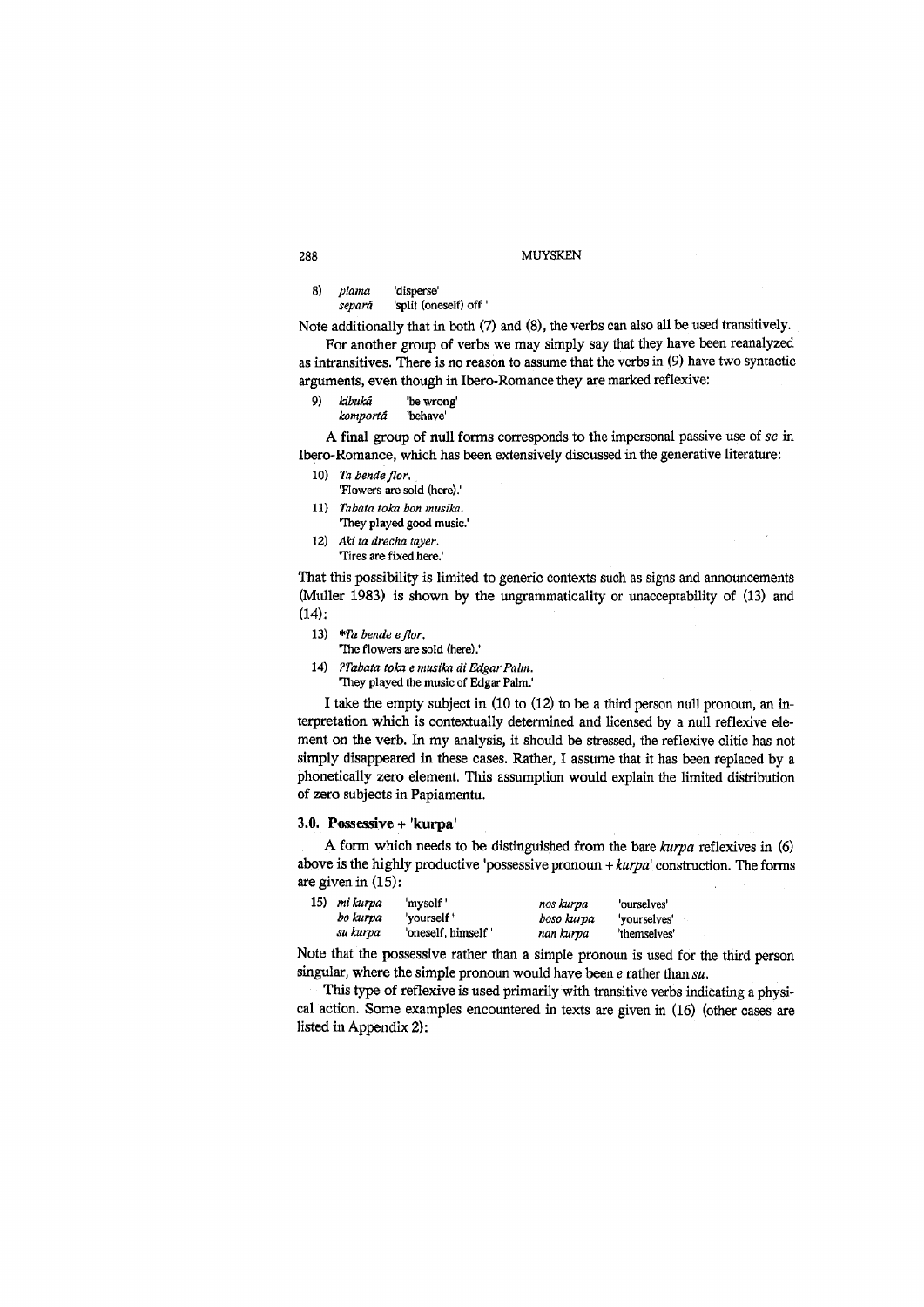8) *plama* 'disperse'
   *separá* 'split (oneself) off'

Note additionally that in both (7) and (8), the verbs can also all be used transitively.

For another group of verbs we may simply say that they have been reanalyzed as intransitives. There is no reason to assume that the verbs in (9) have two syntactic arguments, even though in Ibero-Romance they are marked reflexive:

9) *kibuká* 'be wrong'
   *komportá* 'behave'

A final group of null forms corresponds to the impersonal passive use of *se* in Ibero-Romance, which has been extensively discussed in the generative literature:

10) *Ta bende flor.*
    'Flowers are sold (here).'

11) *Tabata toka bon musika.*
    'They played good music.'

12) *Aki ta drecha tayer.*
    'Tires are fixed here.'

That this possibility is limited to generic contexts such as signs and announcements (Muller 1983) is shown by the ungrammaticality or unacceptability of (13) and (14):

13) **Ta bende e flor.*
    'The flowers are sold (here).'

14) *?Tabata toka e musika di Edgar Palm.*
    'They played the music of Edgar Palm.'

I take the empty subject in (10 to (12) to be a third person null pronoun, an interpretation which is contextually determined and licensed by a null reflexive element on the verb. In my analysis, it should be stressed, the reflexive clitic has not simply disappeared in these cases. Rather, I assume that it has been replaced by a phonetically zero element. This assumption would explain the limited distribution of zero subjects in Papiamentu.

### 3.0. Possessive + 'kurpa'

A form which needs to be distinguished from the bare *kurpa* reflexives in (6) above is the highly productive 'possessive pronoun + *kurpa*' construction. The forms are given in (15):

| 15) | | | | |
|---|---|---|---|---|
| | *mi kurpa* | 'myself' | *nos kurpa* | 'ourselves' |
| | *bo kurpa* | 'yourself' | *boso kurpa* | 'yourselves' |
| | *su kurpa* | 'oneself, himself' | *nan kurpa* | 'themselves' |

Note that the possessive rather than a simple pronoun is used for the third person singular, where the simple pronoun would have been *e* rather than *su*.

This type of reflexive is used primarily with transitive verbs indicating a physical action. Some examples encountered in texts are given in (16) (other cases are listed in Appendix 2):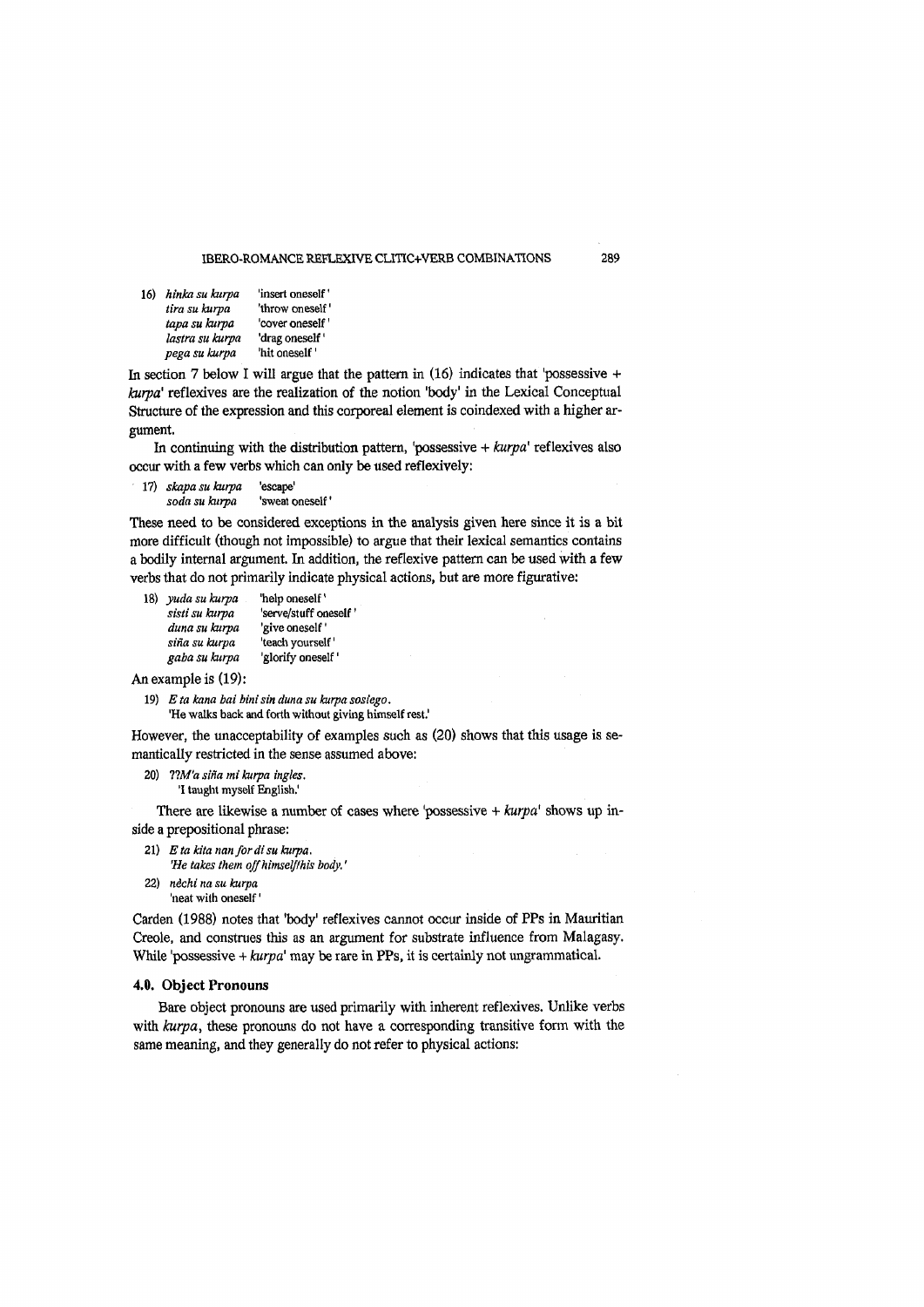16) *hinka su kurpa* 'insert oneself'
*tira su kurpa* 'throw oneself'
*tapa su kurpa* 'cover oneself'
*lastra su kurpa* 'drag oneself'
*pega su kurpa* 'hit oneself'

In section 7 below I will argue that the pattern in (16) indicates that 'possessive + *kurpa*' reflexives are the realization of the notion 'body' in the Lexical Conceptual Structure of the expression and this corporeal element is coindexed with a higher argument.

In continuing with the distribution pattern, 'possessive + *kurpa*' reflexives also occur with a few verbs which can only be used reflexively:

17) *skapa su kurpa* 'escape'
*soda su kurpa* 'sweat oneself'

These need to be considered exceptions in the analysis given here since it is a bit more difficult (though not impossible) to argue that their lexical semantics contains a bodily internal argument. In addition, the reflexive pattern can be used with a few verbs that do not primarily indicate physical actions, but are more figurative:

18) *yuda su kurpa* 'help oneself'
*sisti su kurpa* 'serve/stuff oneself'
*duna su kurpa* 'give oneself'
*siña su kurpa* 'teach yourself'
*gaba su kurpa* 'glorify oneself'

An example is (19):

19) *E ta kana bai bini sin duna su kurpa sosiego.*
'He walks back and forth without giving himself rest.'

However, the unacceptability of examples such as (20) shows that this usage is semantically restricted in the sense assumed above:

20) *??M'a siña mi kurpa ingles.*
'I taught myself English.'

There are likewise a number of cases where 'possessive + *kurpa*' shows up inside a prepositional phrase:

21) *E ta kita nan for di su kurpa.*
*'He takes them off himself/his body.'*

22) *nèchi na su kurpa*
'neat with oneself'

Carden (1988) notes that 'body' reflexives cannot occur inside of PPs in Mauritian Creole, and construes this as an argument for substrate influence from Malagasy. While 'possessive + *kurpa*' may be rare in PPs, it is certainly not ungrammatical.

## 4.0. Object Pronouns

Bare object pronouns are used primarily with inherent reflexives. Unlike verbs with *kurpa*, these pronouns do not have a corresponding transitive form with the same meaning, and they generally do not refer to physical actions: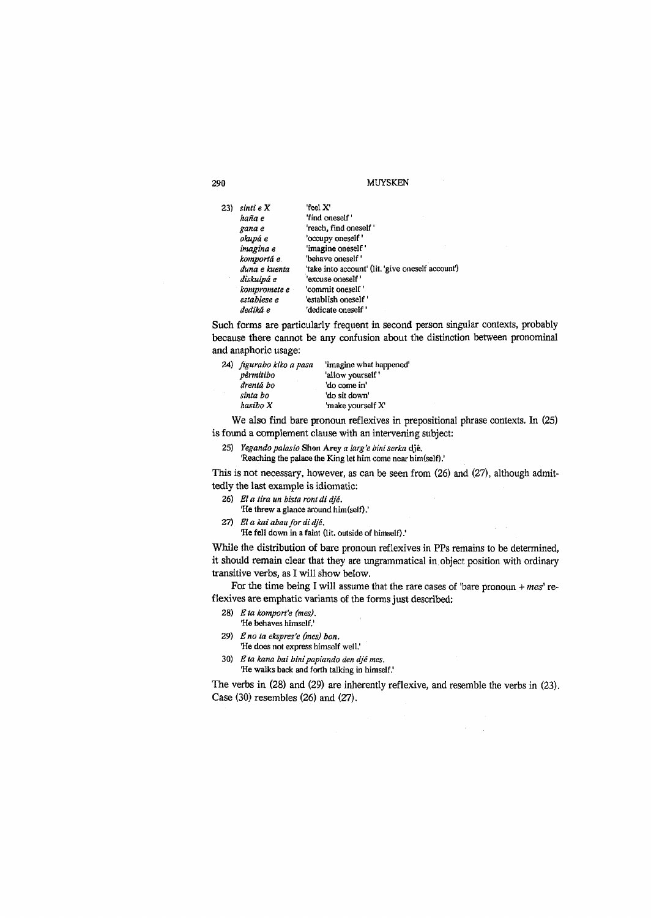23) *sinti e X* 'feel X'
*haña e* 'find oneself'
*gana e* 'reach, find oneself'
*okupá e* 'occupy oneself'
*imagina e* 'imagine oneself'
*komportá e* 'behave oneself'
*duna e kuenta* 'take into account' (lit. 'give oneself account')
*diskulpá e* 'excuse oneself'
*kompromete e* 'commit oneself'
*establese e* 'establish oneself'
*dediká e* 'dedicate oneself'

Such forms are particularly frequent in second person singular contexts, probably because there cannot be any confusion about the distinction between pronominal and anaphoric usage:

24) *figurabo kiko a pasa* 'imagine what happened'
*përmitibo* 'allow yourself'
*drentá bo* 'do come in'
*sinta bo* 'do sit down'
*hasibo X* 'make yourself X'

We also find bare pronoun reflexives in prepositional phrase contexts. In (25) is found a complement clause with an intervening subject:

25) *Yegando palasio* Shon Arey *a larg'e bini serka* djé.
'Reaching the palace the King let him come near him(self).'

This is not necessary, however, as can be seen from (26) and (27), although admittedly the last example is idiomatic:

26) *El a tira un bista ront di djé.*
'He threw a glance around him(self).'

27) *El a kai abau for di djé.*
'He fell down in a faint (lit. outside of himself).'

While the distribution of bare pronoun reflexives in PPs remains to be determined, it should remain clear that they are ungrammatical in object position with ordinary transitive verbs, as I will show below.

For the time being I will assume that the rare cases of 'bare pronoun + *mes*' reflexives are emphatic variants of the forms just described:

28) *E ta komport'e (mes).*
'He behaves himself.'

29) *E no ta ekspres'e (mes) bon.*
'He does not express himself well.'

30) *E ta kana bai bini papiando den djé mes.*
'He walks back and forth talking in himself.'

The verbs in (28) and (29) are inherently reflexive, and resemble the verbs in (23). Case (30) resembles (26) and (27).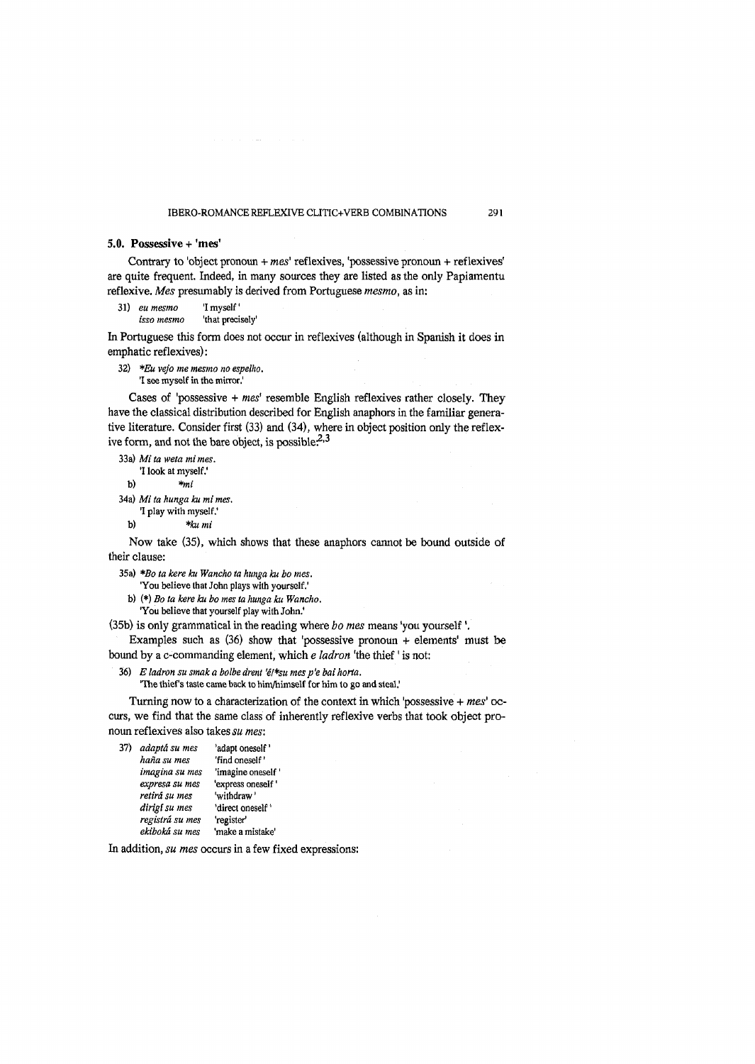## 5.0. Possessive + 'mes'

Contrary to 'object pronoun + *mes*' reflexives, 'possessive pronoun + reflexives' are quite frequent. Indeed, in many sources they are listed as the only Papiamentu reflexive. *Mes* presumably is derived from Portuguese *mesmo*, as in:

31) *eu mesmo* 'I myself'
*isso mesmo* 'that precisely'

In Portuguese this form does not occur in reflexives (although in Spanish it does in emphatic reflexives):

32) **Eu vejo me mesmo no espelho.*
'I see myself in the mirror.'

Cases of 'possessive + *mes*' resemble English reflexives rather closely. They have the classical distribution described for English anaphors in the familiar generative literature. Consider first (33) and (34), where in object position only the reflexive form, and not the bare object, is possible:[2,3]

33a) *Mi ta weta mi mes.*
'I look at myself.'
b) **mi*

34a) *Mi ta hunga ku mi mes.*
'I play with myself.'
b) **ku mi*

Now take (35), which shows that these anaphors cannot be bound outside of their clause:

35a) **Bo ta kere ku Wancho ta hunga ku bo mes.*
'You believe that John plays with yourself.'
b) (*) *Bo ta kere ku bo mes ta hunga ku Wancho.*
'You believe that yourself play with John.'

(35b) is only grammatical in the reading where *bo mes* means 'you yourself '.

Examples such as (36) show that 'possessive pronoun + elements' must be bound by a c-commanding element, which *e ladron* 'the thief ' is not:

36) *E ladron su smak a bolbe drent 'é/*su mes p'e bai horta.*
'The thief's taste came back to him/himself for him to go and steal.'

Turning now to a characterization of the context in which 'possessive + *mes*' occurs, we find that the same class of inherently reflexive verbs that took object pronoun reflexives also takes *su mes*:

37)
| | |
|---|---|
| *adaptá su mes* | 'adapt oneself ' |
| *haña su mes* | 'find oneself ' |
| *imagina su mes* | 'imagine oneself ' |
| *expresa su mes* | 'express oneself ' |
| *retirá su mes* | 'withdraw ' |
| *dirigí su mes* | 'direct oneself ' |
| *registrá su mes* | 'register' |
| *ekiboká su mes* | 'make a mistake' |

In addition, *su mes* occurs in a few fixed expressions: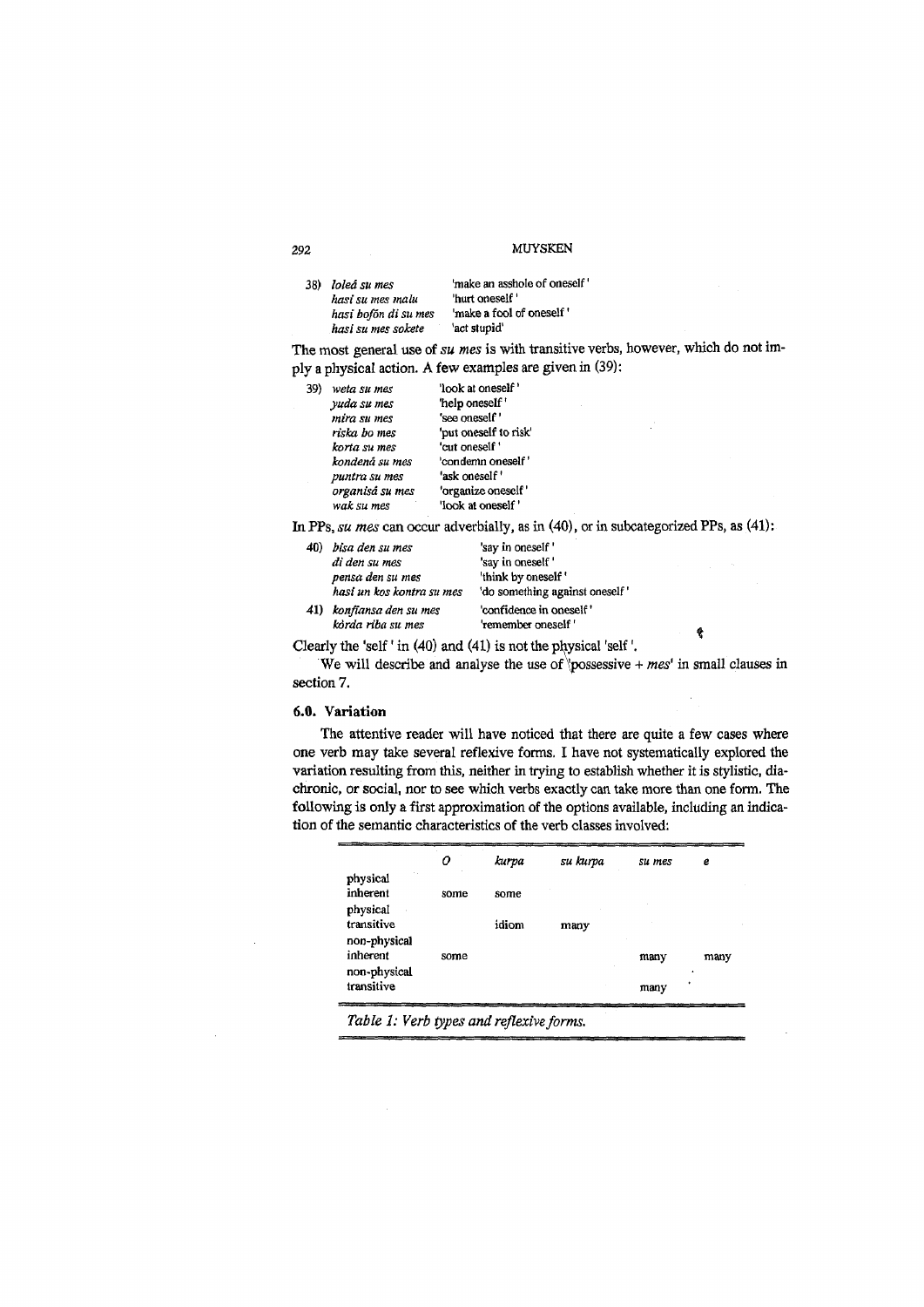38) *loleá su mes* 'make an asshole of oneself'
*hasi su mes malu* 'hurt oneself'
*hasi bofòn di su mes* 'make a fool of oneself'
*hasi su mes sokete* 'act stupid'

The most general use of *su mes* is with transitive verbs, however, which do not imply a physical action. A few examples are given in (39):

39) *weta su mes* 'look at oneself'
*yuda su mes* 'help oneself'
*mira su mes* 'see oneself'
*riska bo mes* 'put oneself to risk'
*korta su mes* 'cut oneself'
*kondená su mes* 'condemn oneself'
*puntra su mes* 'ask oneself'
*organisá su mes* 'organize oneself'
*wak su mes* 'look at oneself'

In PPs, *su mes* can occur adverbially, as in (40), or in subcategorized PPs, as (41):

40) *bisa den su mes* 'say in oneself'
*di den su mes* 'say in oneself'
*pensa den su mes* 'think by oneself'
*hasi un kos kontra su mes* 'do something against oneself'

41) *konfiansa den su mes* 'confidence in oneself'
*kòrda riba su mes* 'remember oneself'

Clearly the 'self' in (40) and (41) is not the physical 'self'.

We will describe and analyse the use of 'possessive + *mes*' in small clauses in section 7.

### 6.0. Variation

The attentive reader will have noticed that there are quite a few cases where one verb may take several reflexive forms. I have not systematically explored the variation resulting from this, neither in trying to establish whether it is stylistic, diachronic, or social, nor to see which verbs exactly can take more than one form. The following is only a first approximation of the options available, including an indication of the semantic characteristics of the verb classes involved:

| | *O* | *kurpa* | *su kurpa* | *su mes* | *e* |
|---|---|---|---|---|---|
| physical inherent | some | some | | | |
| physical transitive | | idiom | many | | |
| non-physical inherent | some | | | many | many |
| non-physical transitive | | | | many | |

*Table 1: Verb types and reflexive forms.*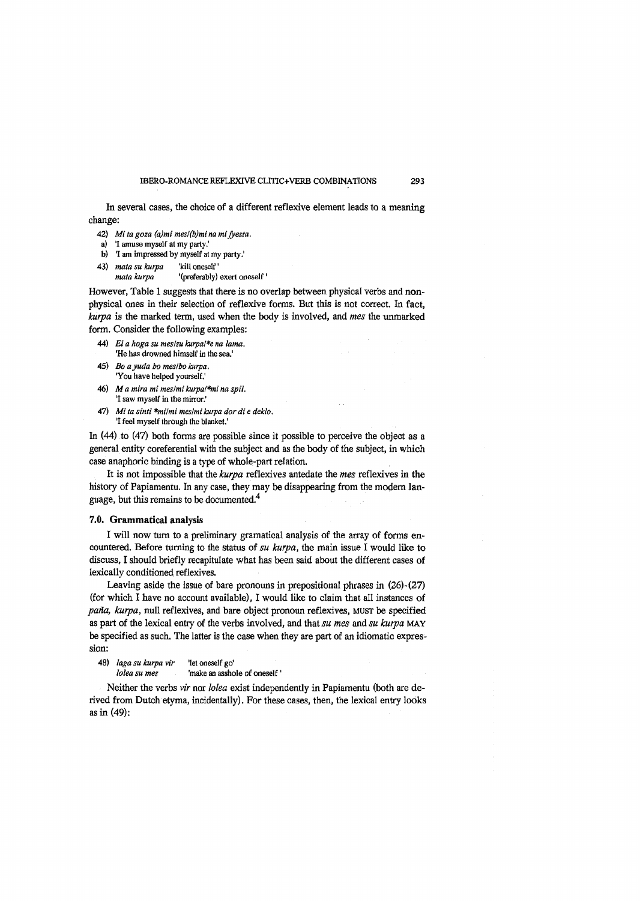In several cases, the choice of a different reflexive element leads to a meaning change:

42) *Mi ta goza (a)mi mes/(b)mi na mi fyesta.*
  a) 'I amuse myself at my party.'
  b) 'I am impressed by myself at my party.'

43) *mata su kurpa* 'kill oneself'
  *mata kurpa* '(preferably) exert oneself'

However, Table 1 suggests that there is no overlap between physical verbs and non-physical ones in their selection of reflexive forms. But this is not correct. In fact, *kurpa* is the marked term, used when the body is involved, and *mes* the unmarked form. Consider the following examples:

44) *El a hoga su mes/su kurpa/\*e na lama.*
  'He has drowned himself in the sea.'

45) *Bo a yuda bo mes/bo kurpa.*
  'You have helped yourself.'

46) *M a mira mi mes/mi kurpa/\*mi na spil.*
  'I saw myself in the mirror.'

47) *Mi ta sinti \*mi/mi mes/mi kurpa dor di e deklo.*
  'I feel myself through the blanket.'

In (44) to (47) both forms are possible since it possible to perceive the object as a general entity coreferential with the subject and as the body of the subject, in which case anaphoric binding is a type of whole-part relation.

It is not impossible that the *kurpa* reflexives antedate the *mes* reflexives in the history of Papiamentu. In any case, they may be disappearing from the modern language, but this remains to be documented.[4]

## 7.0. Grammatical analysis

I will now turn to a preliminary gramatical analysis of the array of forms encountered. Before turning to the status of *su kurpa*, the main issue I would like to discuss, I should briefly recapitulate what has been said about the different cases of lexically conditioned reflexives.

Leaving aside the issue of bare pronouns in prepositional phrases in (26)-(27) (for which I have no account available), I would like to claim that all instances of *paña, kurpa*, null reflexives, and bare object pronoun reflexives, MUST be specified as part of the lexical entry of the verbs involved, and that *su mes* and *su kurpa* MAY be specified as such. The latter is the case when they are part of an idiomatic expression:

48) *laga su kurpa vir* 'let oneself go'
  *lolea su mes* 'make an asshole of oneself'

Neither the verbs *vir* nor *lolea* exist independently in Papiamentu (both are derived from Dutch etyma, incidentally). For these cases, then, the lexical entry looks as in (49):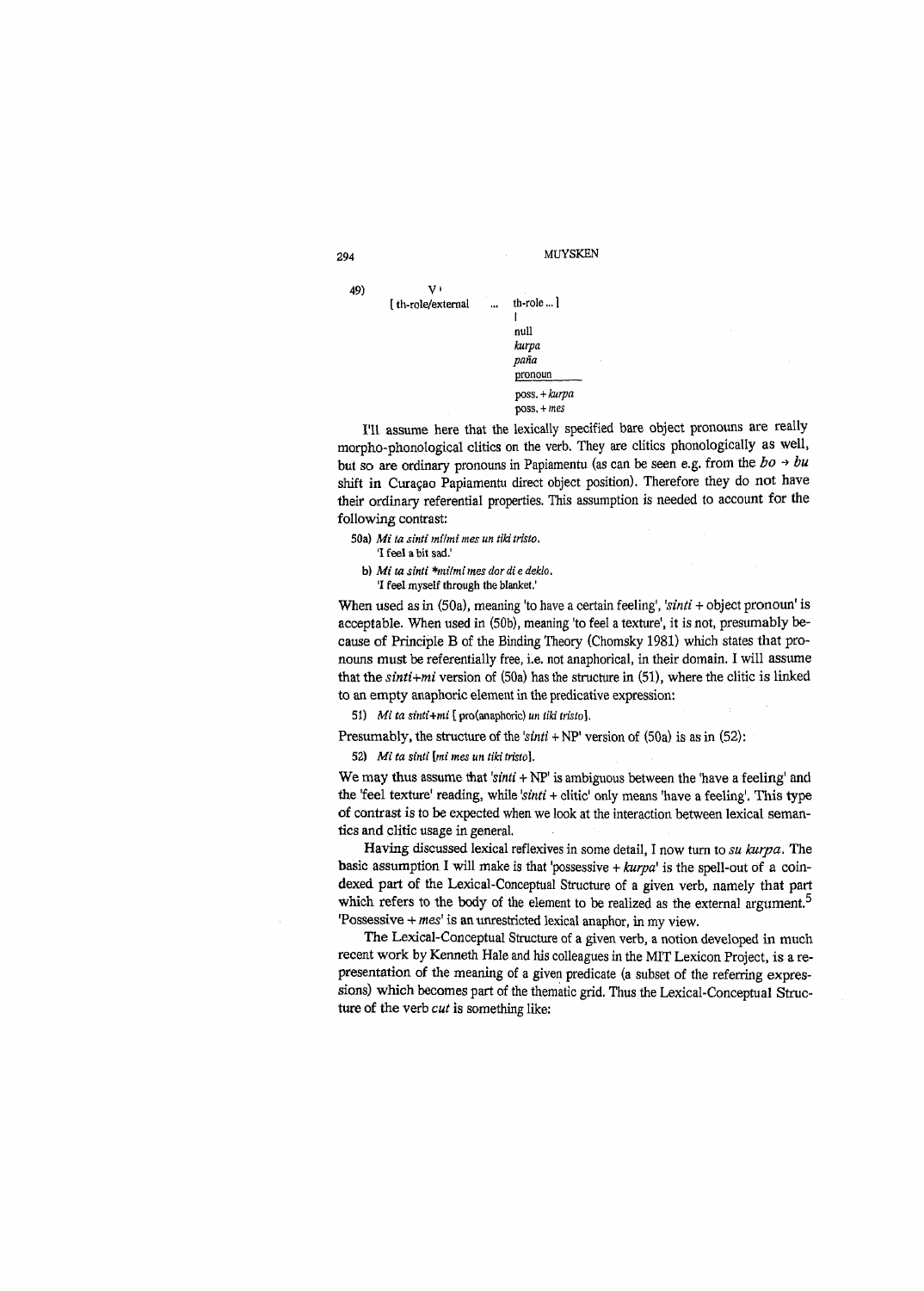49) V'
[ th-role/external ... th-role ... ]
|
null
*kurpa*
*paña*
pronoun
poss. + *kurpa*
poss. + *mes*

I'll assume here that the lexically specified bare object pronouns are really morpho-phonological clitics on the verb. They are clitics phonologically as well, but so are ordinary pronouns in Papiamentu (as can be seen e.g. from the *bo* → *bu* shift in Curaçao Papiamentu direct object position). Therefore they do not have their ordinary referential properties. This assumption is needed to account for the following contrast:

50a) *Mi ta sinti mi/mi mes un tiki tristo.*
'I feel a bit sad.'

b) *Mi ta sinti \*mi/mi mes dor di e deklo.*
'I feel myself through the blanket.'

When used as in (50a), meaning 'to have a certain feeling', '*sinti* + object pronoun' is acceptable. When used in (50b), meaning 'to feel a texture', it is not, presumably because of Principle B of the Binding Theory (Chomsky 1981) which states that pronouns must be referentially free, i.e. not anaphorical, in their domain. I will assume that the *sinti+mi* version of (50a) has the structure in (51), where the clitic is linked to an empty anaphoric element in the predicative expression:

51) *Mi ta sinti+mi* [ pro(anaphoric) *un tiki tristo*].

Presumably, the structure of the '*sinti* + NP' version of (50a) is as in (52):

52) *Mi ta sinti* [*mi mes un tiki tristo*].

We may thus assume that '*sinti* + NP' is ambiguous between the 'have a feeling' and the 'feel texture' reading, while '*sinti* + clitic' only means 'have a feeling'. This type of contrast is to be expected when we look at the interaction between lexical semantics and clitic usage in general.

Having discussed lexical reflexives in some detail, I now turn to *su kurpa*. The basic assumption I will make is that 'possessive + *kurpa*' is the spell-out of a coindexed part of the Lexical-Conceptual Structure of a given verb, namely that part which refers to the body of the element to be realized as the external argument.[5] 'Possessive + *mes*' is an unrestricted lexical anaphor, in my view.

The Lexical-Conceptual Structure of a given verb, a notion developed in much recent work by Kenneth Hale and his colleagues in the MIT Lexicon Project, is a representation of the meaning of a given predicate (a subset of the referring expressions) which becomes part of the thematic grid. Thus the Lexical-Conceptual Structure of the verb *cut* is something like: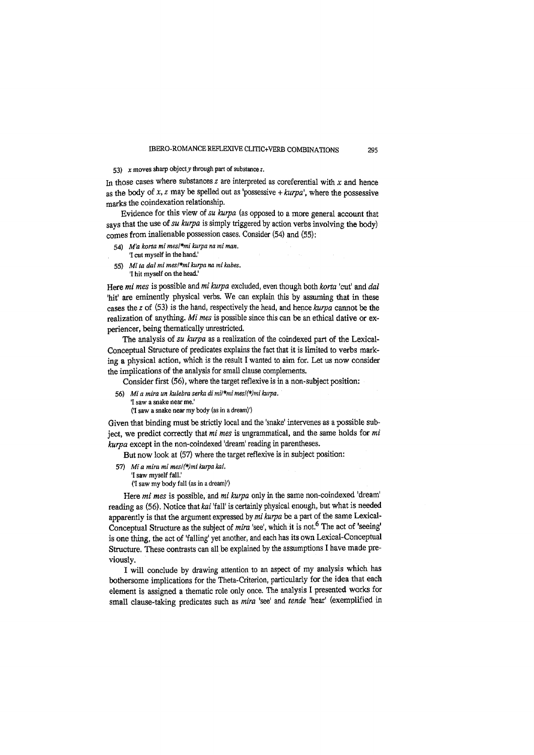53) *x* moves sharp object *y* through part of substance *z*.

In those cases where substances *z* are interpreted as coreferential with *x* and hence as the body of *x*, *z* may be spelled out as 'possessive + *kurpa*', where the possessive marks the coindexation relationship.

Evidence for this view of *su kurpa* (as opposed to a more general account that says that the use of *su kurpa* is simply triggered by action verbs involving the body) comes from inalienable possession cases. Consider (54) and (55):

54) *M'a korta mi mes/\*mi kurpa na mi man.*
'I cut myself in the hand.'

55) *Mi ta dal mi mes/\*mi kurpa na mi kabes.*
'I hit myself on the head.'

Here *mi mes* is possible and *mi kurpa* excluded, even though both *korta* 'cut' and *dal* 'hit' are eminently physical verbs. We can explain this by assuming that in these cases the *z* of (53) is the hand, respectively the head, and hence *kurpa* cannot be the realization of anything. *Mi mes* is possible since this can be an ethical dative or experiencer, being thematically unrestricted.

The analysis of *su kurpa* as a realization of the coindexed part of the Lexical-Conceptual Structure of predicates explains the fact that it is limited to verbs marking a physical action, which is the result I wanted to aim for. Let us now consider the implications of the analysis for small clause complements.

Consider first (56), where the target reflexive is in a non-subject position:

56) *Mi a mira un kulebra serka di mi/\*mi mes/(\*)mi kurpa.*
'I saw a snake near me.'
('I saw a snake near my body (as in a dream)')

Given that binding must be strictly local and the 'snake' intervenes as a possible subject, we predict correctly that *mi mes* is ungrammatical, and the same holds for *mi kurpa* except in the non-coindexed 'dream' reading in parentheses.

But now look at (57) where the target reflexive is in subject position:

57) *Mi a mira mi mes/(\*)mi kurpa kai.*
'I saw myself fall.'
('I saw my body fall (as in a dream)')

Here *mi mes* is possible, and *mi kurpa* only in the same non-coindexed 'dream' reading as (56). Notice that *kai* 'fall' is certainly physical enough, but what is needed apparently is that the argument expressed by *mi kurpa* be a part of the same Lexical-Conceptual Structure as the subject of *mira* 'see', which it is not.[6] The act of 'seeing' is one thing, the act of 'falling' yet another, and each has its own Lexical-Conceptual Structure. These contrasts can all be explained by the assumptions I have made previously.

I will conclude by drawing attention to an aspect of my analysis which has bothersome implications for the Theta-Criterion, particularly for the idea that each element is assigned a thematic role only once. The analysis I presented works for small clause-taking predicates such as *mira* 'see' and *tende* 'hear' (exemplified in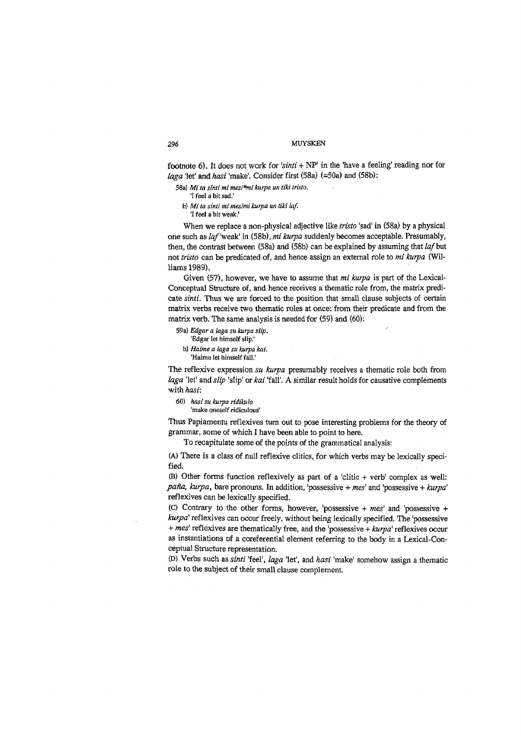footnote 6). It does not work for *'sinti* + NP' in the 'have a feeling' reading nor for *laga* 'let' and *hasi* 'make'. Consider first (58a) (=50a) and (58b):

58a) *Mi ta sinti mi mes/\*mi kurpa un tiki tristo.*
'I feel a bit sad.'

b) *Mi ta sinti mi mes/mi kurpa un tiki laf.*
'I feel a bit weak.'

When we replace a non-physical adjective like *tristo* 'sad' in (58a) by a physical one such as *laf* 'weak' in (58b), *mi kurpa* suddenly becomes acceptable. Presumably, then, the contrast between (58a) and (58b) can be explained by assuming that *laf* but not *tristo* can be predicated of, and hence assign an external role to *mi kurpa* (Williams 1989).

Given (57), however, we have to assume that *mi kurpa* is part of the Lexical-Conceptual Structure of, and hence receives a thematic role from, the matrix predicate *sinti*. Thus we are forced to the position that small clause subjects of certain matrix verbs receive two thematic roles at once: from their predicate and from the matrix verb. The same analysis is needed for (59) and (60):

59a) *Edgar a laga su kurpa slip.*
'Edgar let himself slip.'

b) *Haime a laga su kurpa kai.*
'Haime let himself fall.'

The reflexive expression *su kurpa* presumably receives a thematic role both from *laga* 'let' and *slip* 'slip' or *kai* 'fall'. A similar result holds for causative complements with *hasi*:

60) *hasi su kurpa ridikulo*
'make oneself ridiculous'

Thus Papiamentu reflexives turn out to pose interesting problems for the theory of grammar, some of which I have been able to point to here.

To recapitulate some of the points of the grammatical analysis:

(A) There is a class of null reflexive clitics, for which verbs may be lexically specified.

(B) Other forms function reflexively as part of a 'clitic + verb' complex as well: *paña, kurpa*, bare pronouns. In addition, 'possessive + *mes*' and 'possessive + *kurpa*' reflexives can be lexically specified.

(C) Contrary to the other forms, however, 'possessive + *mes*' and 'possessive + *kurpa*' reflexives can occur freely, without being lexically specified. The 'possessive + *mes*' reflexives are thematically free, and the 'possessive + *kurpa*' reflexives occur as instantiations of a coreferential element referring to the body in a Lexical-Conceptual Structure representation.

(D) Verbs such as *sinti* 'feel', *laga* 'let', and *hasi* 'make' somehow assign a thematic role to the subject of their small clause complement.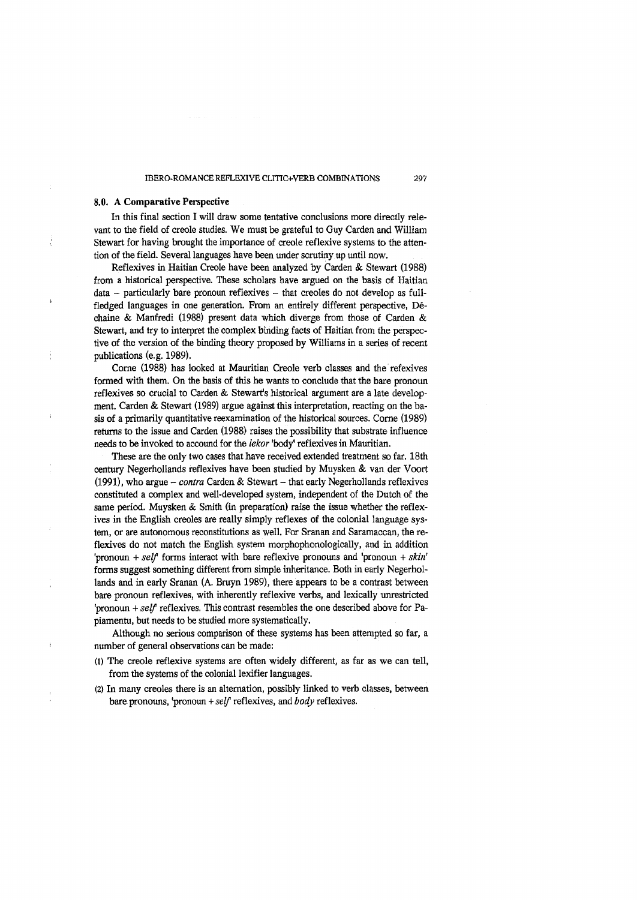## 8.0. A Comparative Perspective

In this final section I will draw some tentative conclusions more directly relevant to the field of creole studies. We must be grateful to Guy Carden and William Stewart for having brought the importance of creole reflexive systems to the attention of the field. Several languages have been under scrutiny up until now.

Reflexives in Haitian Creole have been analyzed by Carden & Stewart (1988) from a historical perspective. These scholars have argued on the basis of Haitian data – particularly bare pronoun reflexives – that creoles do not develop as full-fledged languages in one generation. From an entirely different perspective, Déchaine & Manfredi (1988) present data which diverge from those of Carden & Stewart, and try to interpret the complex binding facts of Haitian from the perspective of the version of the binding theory proposed by Williams in a series of recent publications (e.g. 1989).

Corne (1988) has looked at Mauritian Creole verb classes and the refexives formed with them. On the basis of this he wants to conclude that the bare pronoun reflexives so crucial to Carden & Stewart's historical argument are a late development. Carden & Stewart (1989) argue against this interpretation, reacting on the basis of a primarily quantitative reexamination of the historical sources. Corne (1989) returns to the issue and Carden (1988) raises the possibility that substrate influence needs to be invoked to accound for the *lekor* 'body' reflexives in Mauritian.

These are the only two cases that have received extended treatment so far. 18th century Negerhollands reflexives have been studied by Muysken & van der Voort (1991), who argue – *contra* Carden & Stewart – that early Negerhollands reflexives constituted a complex and well-developed system, independent of the Dutch of the same period. Muysken & Smith (in preparation) raise the issue whether the reflexives in the English creoles are really simply reflexes of the colonial language system, or are autonomous reconstitutions as well. For Sranan and Saramaccan, the reflexives do not match the English system morphophonologically, and in addition 'pronoun + *self*' forms interact with bare reflexive pronouns and 'pronoun + *skin*' forms suggest something different from simple inheritance. Both in early Negerhollands and in early Sranan (A. Bruyn 1989), there appears to be a contrast between bare pronoun reflexives, with inherently reflexive verbs, and lexically unrestricted 'pronoun + *self*' reflexives. This contrast resembles the one described above for Papiamentu, but needs to be studied more systematically.

Although no serious comparison of these systems has been attempted so far, a number of general observations can be made:

(1) The creole reflexive systems are often widely different, as far as we can tell, from the systems of the colonial lexifier languages.

(2) In many creoles there is an alternation, possibly linked to verb classes, between bare pronouns, 'pronoun + *self*' reflexives, and *body* reflexives.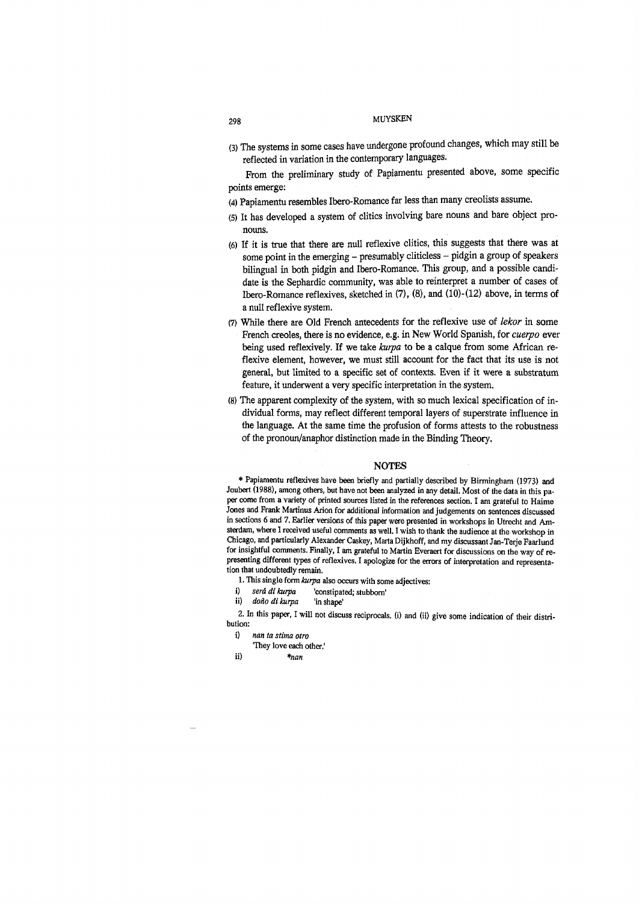(3) The systems in some cases have undergone profound changes, which may still be reflected in variation in the contemporary languages.

From the preliminary study of Papiamentu presented above, some specific points emerge:

(4) Papiamentu resembles Ibero-Romance far less than many creolists assume.

(5) It has developed a system of clitics involving bare nouns and bare object pronouns.

(6) If it is true that there are null reflexive clitics, this suggests that there was at some point in the emerging – presumably cliticless – pidgin a group of speakers bilingual in both pidgin and Ibero-Romance. This group, and a possible candidate is the Sephardic community, was able to reinterpret a number of cases of Ibero-Romance reflexives, sketched in (7), (8), and (10)-(12) above, in terms of a null reflexive system.

(7) While there are Old French antecedents for the reflexive use of *lekor* in some French creoles, there is no evidence, e.g. in New World Spanish, for *cuerpo* ever being used reflexively. If we take *kurpa* to be a calque from some African reflexive element, however, we must still account for the fact that its use is not general, but limited to a specific set of contexts. Even if it were a substratum feature, it underwent a very specific interpretation in the system.

(8) The apparent complexity of the system, with so much lexical specification of individual forms, may reflect different temporal layers of superstrate influence in the language. At the same time the profusion of forms attests to the robustness of the pronoun/anaphor distinction made in the Binding Theory.

## NOTES

\* Papiamentu reflexives have been briefly and partially described by Birmingham (1973) and Joubert (1988), among others, but have not been analyzed in any detail. Most of the data in this paper come from a variety of printed sources listed in the references section. I am grateful to Haime Jones and Frank Martinus Arion for additional information and judgements on sentences discussed in sections 6 and 7. Earlier versions of this paper were presented in workshops in Utrecht and Amsterdam, where I received useful comments as well. I wish to thank the audience at the workshop in Chicago, and particularly Alexander Caskey, Marta Dijkhoff, and my discussant Jan-Terje Faarlund for insightful comments. Finally, I am grateful to Martin Everaert for discussions on the way of representing different types of reflexives. I apologize for the errors of interpretation and representation that undoubtedly remain.

1. This single form *kurpa* also occurs with some adjectives:

i) *será di kurpa* 'constipated; stubborn'

ii) *doño di kurpa* 'in shape'

2. In this paper, I will not discuss reciprocals. (i) and (ii) give some indication of their distribution:

i) *nan ta stima otro*
'They love each other.'

ii) *\*nan*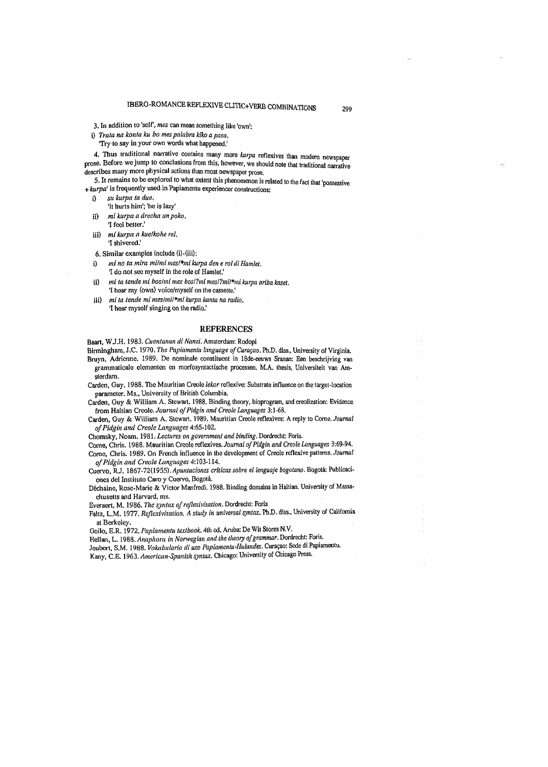3. In addition to 'self', *mes* can mean something like 'own':

i) *Trata na konta ku bo mes palabra kiko a pasa.*
   'Try to say in your own words what happened.'

4. Thus traditional narrative contains many more *kurpa* reflexives than modern newspaper prose. Before we jump to conclusions from this, however, we should note that traditional narrative describes many more physical actions than most newspaper prose.

5. It remains to be explored to what extent this phenomenon is related to the fact that 'possessive + *kurpa*' is frequently used in Papiamentu experiencer constructions:

i) *su kurpa ta due.*
   'it hurts him'; 'he is lazy'

ii) *mi kurpa a drecha un poko.*
   'I feel better.'

iii) *mi kurpa a kue/kohe rel.*
   'I shivered.'

6. Similar examples include (i)-(iii):

i) *mi no ta mira mi/mi mes/\*mi kurpa den e rol di Hamlet.*
   'I do not see myself in the role of Hamlet.'

ii) *mi ta tende mi bos/mi mes bos/?mi mes/?mi/\*mi kurpa ariba kaset.*
   'I hear my (own) voice/myself on the cassette.'

iii) *mi ta tende mi mes/mi/\*mi kurpa kanta na radio.*
   'I hear myself singing on the radio.'

## REFERENCES

Baart, W.J.H. 1983. *Cuentanan di Nanzi*. Amsterdam: Rodopi

Birmingham, J.C. 1970. *The Papiamentu language of Curaçao*. Ph.D. diss., University of Virginia.

Bruyn, Adrienne. 1989. De nominale constituent in 18de-eeuws Sranan: Een beschrijving van grammaticale elementen en morfosyntactische processen. M.A. thesis, Universiteit van Amsterdam.

Carden, Guy. 1988. The Mauritian Creole *lekor* reflexive: Substrate influence on the target-location parameter. Ms., University of British Columbia.

Carden, Guy & William A. Stewart. 1988. Binding theory, bioprogram, and creolization: Evidence from Haitian Creole. *Journal of Pidgin and Creole Languages* 3:1-68.

Carden, Guy & William A. Stewart. 1989. Mauritian Creole reflexives: A reply to Corne. *Journal of Pidgin and Creole Languages* 4:65-102.

Chomsky, Noam. 1981. *Lectures on government and binding*. Dordrecht: Foris.

Corne, Chris. 1988. Mauritian Creole reflexives. *Journal of Pidgin and Creole Languages* 3:69-94.

Corne, Chris. 1989. On French influence in the development of Creole reflexive patterns. *Journal of Pidgin and Creole Languages* 4:103-114.

Cuervo, R.J. 1867-72(1955). *Apuntaciones críticas sobre el lenguaje bogotano*. Bogotá: Publicaciones del Instituto Caro y Cuervo, Bogotá.

Déchaine, Rose-Marie & Victor Manfredi. 1988. Binding domains in Haitian. University of Massachusetts and Harvard, ms.

Everaert, M. 1986. *The syntax of reflexivization*. Dordrecht: Foris

Faltz, L.M. 1977. *Reflexivization. A study in universal syntax*. Ph.D. diss., University of California at Berkeley.

Goilo, E.R. 1972. *Papiamentu textbook*. 4th ed. Aruba: De Wit Stores N.V.

Hellan, L. 1988. *Anaphora in Norwegian and the theory of grammar*. Dordrecht: Foris.

Joubert, S.M. 1988. *Vokabulario di uso Papiamentu-Hulandes*. Curaçao: Sede di Papiamentu.

Kany, C.E. 1963. *American-Spanish syntax*. Chicago: University of Chicago Press.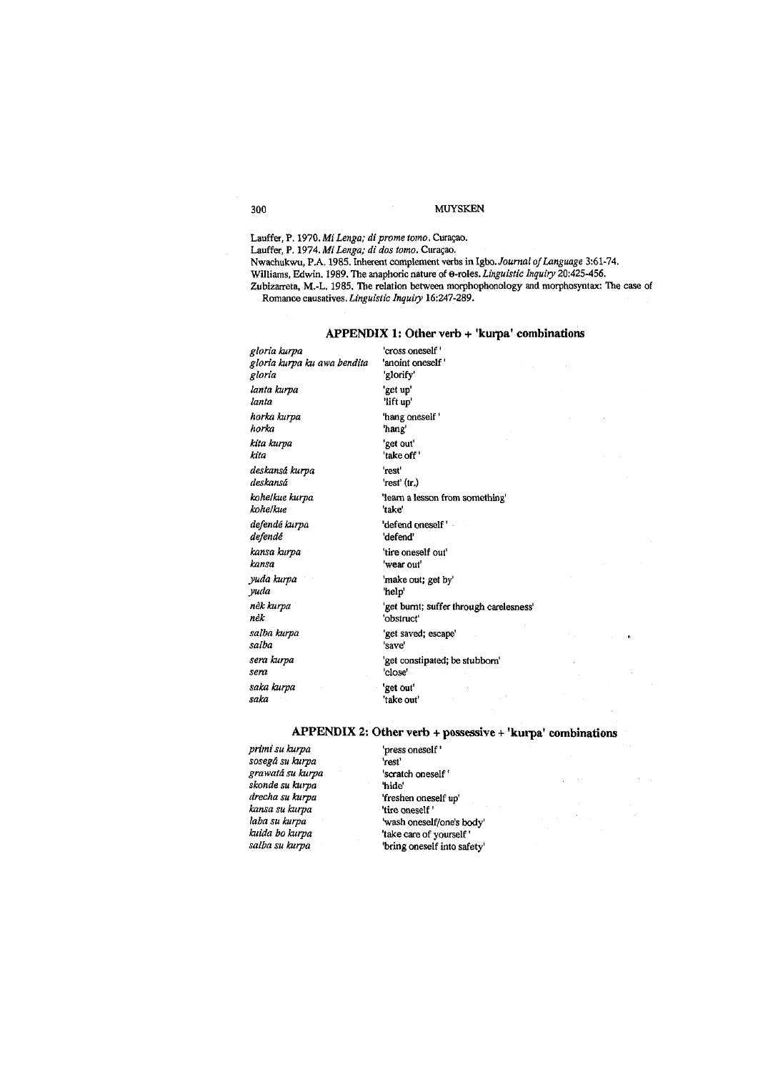Lauffer, P. 1970. *Mi Lenga; di prome tomo*. Curaçao.
Lauffer, P. 1974. *Mi Lenga; di dos tomo*. Curaçao.
Nwachukwu, P.A. 1985. Inherent complement verbs in Igbo. *Journal of Language* 3:61-74.
Williams, Edwin. 1989. The anaphoric nature of θ-roles. *Linguistic Inquiry* 20:425-456.
Zubizarreta, M.-L. 1985. The relation between morphophonology and morphosyntax: The case of Romance causatives. *Linguistic Inquiry* 16:247-289.

## APPENDIX 1: Other verb + 'kurpa' combinations

| | |
|---|---|
| *gloria kurpa* | 'cross oneself' |
| *gloria kurpa ku awa bendita* | 'anoint oneself' |
| *gloria* | 'glorify' |
| *lanta kurpa* | 'get up' |
| *lanta* | 'lift up' |
| *horka kurpa* | 'hang oneself' |
| *horka* | 'hang' |
| *kita kurpa* | 'get out' |
| *kita* | 'take off' |
| *deskansá kurpa* | 'rest' |
| *deskansá* | 'rest' (tr.) |
| *kohelkue kurpa* | 'learn a lesson from something' |
| *kohelkue* | 'take' |
| *defendé kurpa* | 'defend oneself' |
| *defendé* | 'defend' |
| *kansa kurpa* | 'tire oneself out' |
| *kansa* | 'wear out' |
| *yuda kurpa* | 'make out; get by' |
| *yuda* | 'help' |
| *nèk kurpa* | 'get burnt; suffer through carelessness' |
| *nèk* | 'obstruct' |
| *salba kurpa* | 'get saved; escape' |
| *salba* | 'save' |
| *sera kurpa* | 'get constipated; be stubborn' |
| *sera* | 'close' |
| *saka kurpa* | 'get out' |
| *saka* | 'take out' |

## APPENDIX 2: Other verb + possessive + 'kurpa' combinations

| | |
|---|---|
| *primi su kurpa* | 'press oneself' |
| *sosegá su kurpa* | 'rest' |
| *grawatá su kurpa* | 'scratch oneself' |
| *skonde su kurpa* | 'hide' |
| *drecha su kurpa* | 'freshen oneself up' |
| *kansa su kurpa* | 'tire oneself' |
| *laba su kurpa* | 'wash oneself/one's body' |
| *kuida bo kurpa* | 'take care of yourself' |
| *salba su kurpa* | 'bring oneself into safety' |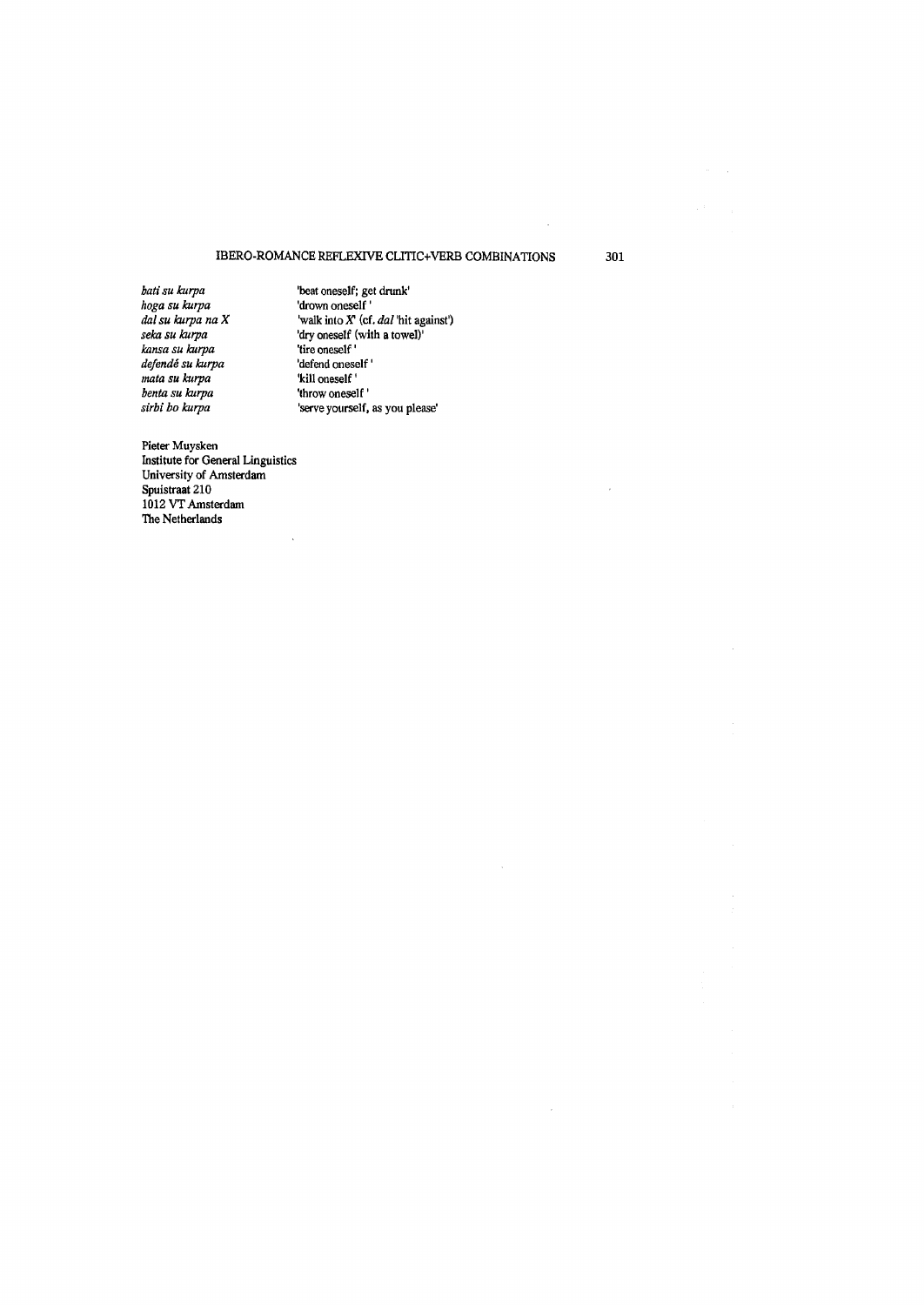| | |
|---|---|
| *bati su kurpa* | 'beat oneself; get drunk' |
| *hoga su kurpa* | 'drown oneself ' |
| *dal su kurpa na X* | 'walk into X' (cf. *dal* 'hit against') |
| *seka su kurpa* | 'dry oneself (with a towel)' |
| *kansa su kurpa* | 'tire oneself ' |
| *defendé su kurpa* | 'defend oneself ' |
| *mata su kurpa* | 'kill oneself ' |
| *benta su kurpa* | 'throw oneself ' |
| *sirbi bo kurpa* | 'serve yourself, as you please' |

Pieter Muysken
Institute for General Linguistics
University of Amsterdam
Spuistraat 210
1012 VT Amsterdam
The Netherlands